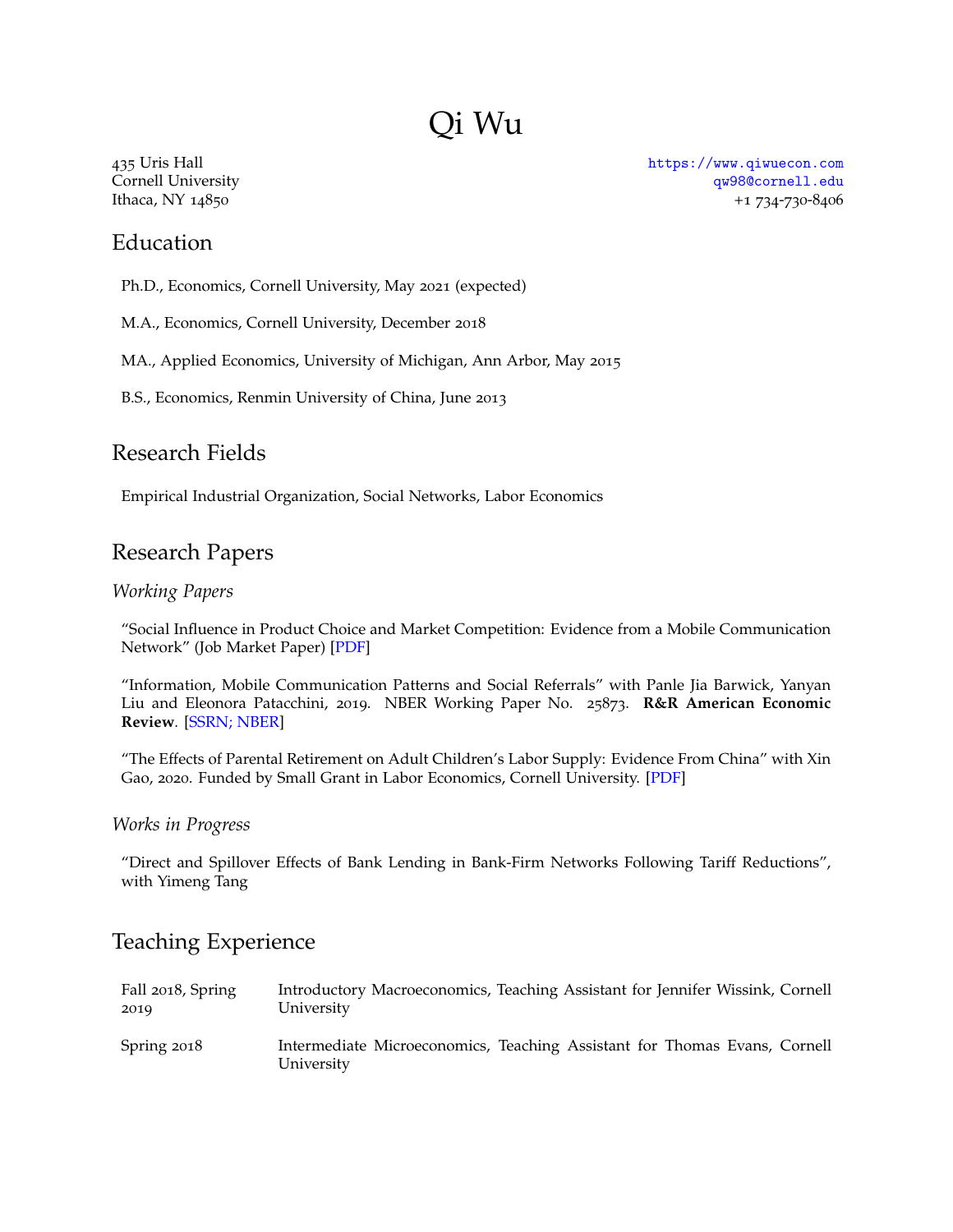# Qi Wu

435 Uris Hall
Cornell University
Ithaca, NY 14850

https://www.qiwuecon.com
qw98@cornell.edu
+1 734-730-8406

## Education

Ph.D., Economics, Cornell University, May 2021 (expected)

M.A., Economics, Cornell University, December 2018

MA., Applied Economics, University of Michigan, Ann Arbor, May 2015

B.S., Economics, Renmin University of China, June 2013

## Research Fields

Empirical Industrial Organization, Social Networks, Labor Economics

## Research Papers

### *Working Papers*

"Social Influence in Product Choice and Market Competition: Evidence from a Mobile Communication Network" (Job Market Paper) [PDF]

"Information, Mobile Communication Patterns and Social Referrals" with Panle Jia Barwick, Yanyan Liu and Eleonora Patacchini, 2019. NBER Working Paper No. 25873. **R&R American Economic Review**. [SSRN; NBER]

"The Effects of Parental Retirement on Adult Children's Labor Supply: Evidence From China" with Xin Gao, 2020. Funded by Small Grant in Labor Economics, Cornell University. [PDF]

### *Works in Progress*

"Direct and Spillover Effects of Bank Lending in Bank-Firm Networks Following Tariff Reductions", with Yimeng Tang

## Teaching Experience

| | |
|---|---|
| Fall 2018, Spring 2019 | Introductory Macroeconomics, Teaching Assistant for Jennifer Wissink, Cornell University |
| Spring 2018 | Intermediate Microeconomics, Teaching Assistant for Thomas Evans, Cornell University |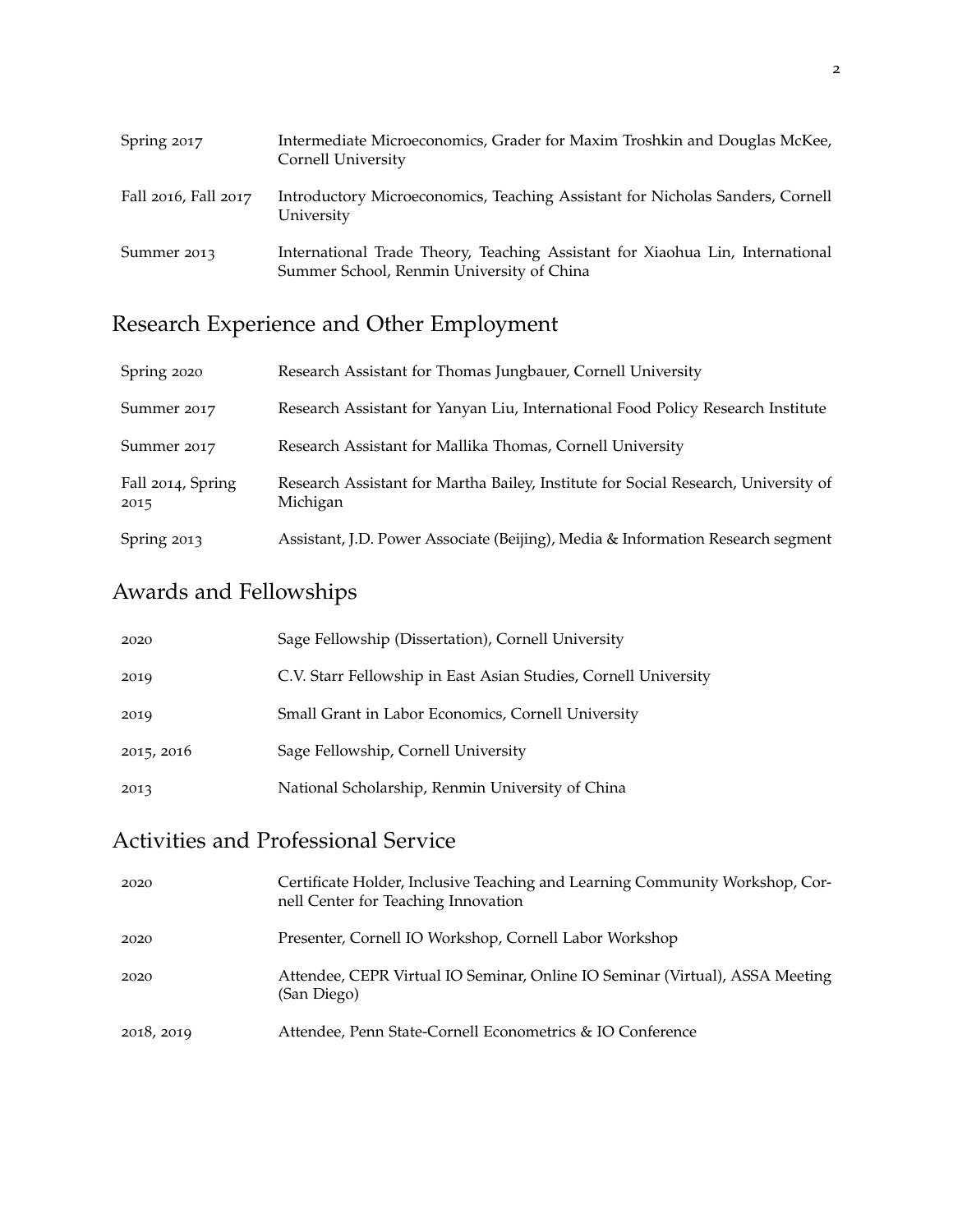| | |
|---|---|
| Spring 2017 | Intermediate Microeconomics, Grader for Maxim Troshkin and Douglas McKee, Cornell University |
| Fall 2016, Fall 2017 | Introductory Microeconomics, Teaching Assistant for Nicholas Sanders, Cornell University |
| Summer 2013 | International Trade Theory, Teaching Assistant for Xiaohua Lin, International Summer School, Renmin University of China |

## Research Experience and Other Employment

| | |
|---|---|
| Spring 2020 | Research Assistant for Thomas Jungbauer, Cornell University |
| Summer 2017 | Research Assistant for Yanyan Liu, International Food Policy Research Institute |
| Summer 2017 | Research Assistant for Mallika Thomas, Cornell University |
| Fall 2014, Spring 2015 | Research Assistant for Martha Bailey, Institute for Social Research, University of Michigan |
| Spring 2013 | Assistant, J.D. Power Associate (Beijing), Media & Information Research segment |

## Awards and Fellowships

| | |
|---|---|
| 2020 | Sage Fellowship (Dissertation), Cornell University |
| 2019 | C.V. Starr Fellowship in East Asian Studies, Cornell University |
| 2019 | Small Grant in Labor Economics, Cornell University |
| 2015, 2016 | Sage Fellowship, Cornell University |
| 2013 | National Scholarship, Renmin University of China |

## Activities and Professional Service

| | |
|---|---|
| 2020 | Certificate Holder, Inclusive Teaching and Learning Community Workshop, Cornell Center for Teaching Innovation |
| 2020 | Presenter, Cornell IO Workshop, Cornell Labor Workshop |
| 2020 | Attendee, CEPR Virtual IO Seminar, Online IO Seminar (Virtual), ASSA Meeting (San Diego) |
| 2018, 2019 | Attendee, Penn State-Cornell Econometrics & IO Conference |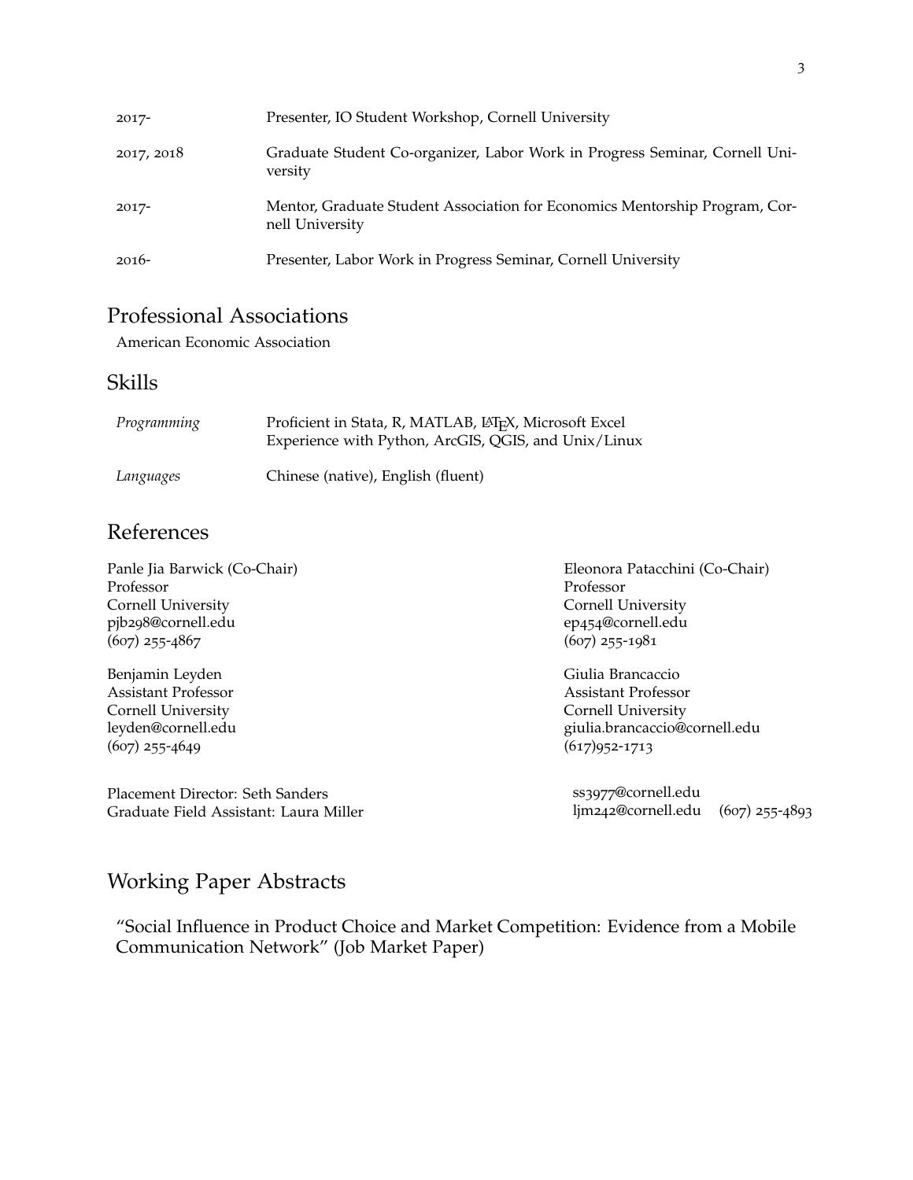| | |
|---|---|
| 2017- | Presenter, IO Student Workshop, Cornell University |
| 2017, 2018 | Graduate Student Co-organizer, Labor Work in Progress Seminar, Cornell University |
| 2017- | Mentor, Graduate Student Association for Economics Mentorship Program, Cornell University |
| 2016- | Presenter, Labor Work in Progress Seminar, Cornell University |

## Professional Associations

American Economic Association

## Skills

| | |
|---|---|
| *Programming* | Proficient in Stata, R, MATLAB, LaTeX, Microsoft Excel<br>Experience with Python, ArcGIS, QGIS, and Unix/Linux |
| *Languages* | Chinese (native), English (fluent) |

## References

Panle Jia Barwick (Co-Chair)
Professor
Cornell University
pjb298@cornell.edu
(607) 255-4867

Eleonora Patacchini (Co-Chair)
Professor
Cornell University
ep454@cornell.edu
(607) 255-1981

Benjamin Leyden
Assistant Professor
Cornell University
leyden@cornell.edu
(607) 255-4649

Giulia Brancaccio
Assistant Professor
Cornell University
giulia.brancaccio@cornell.edu
(617)952-1713

Placement Director: Seth Sanders — ss3977@cornell.edu
Graduate Field Assistant: Laura Miller — ljm242@cornell.edu (607) 255-4893

## Working Paper Abstracts

"Social Influence in Product Choice and Market Competition: Evidence from a Mobile Communication Network" (Job Market Paper)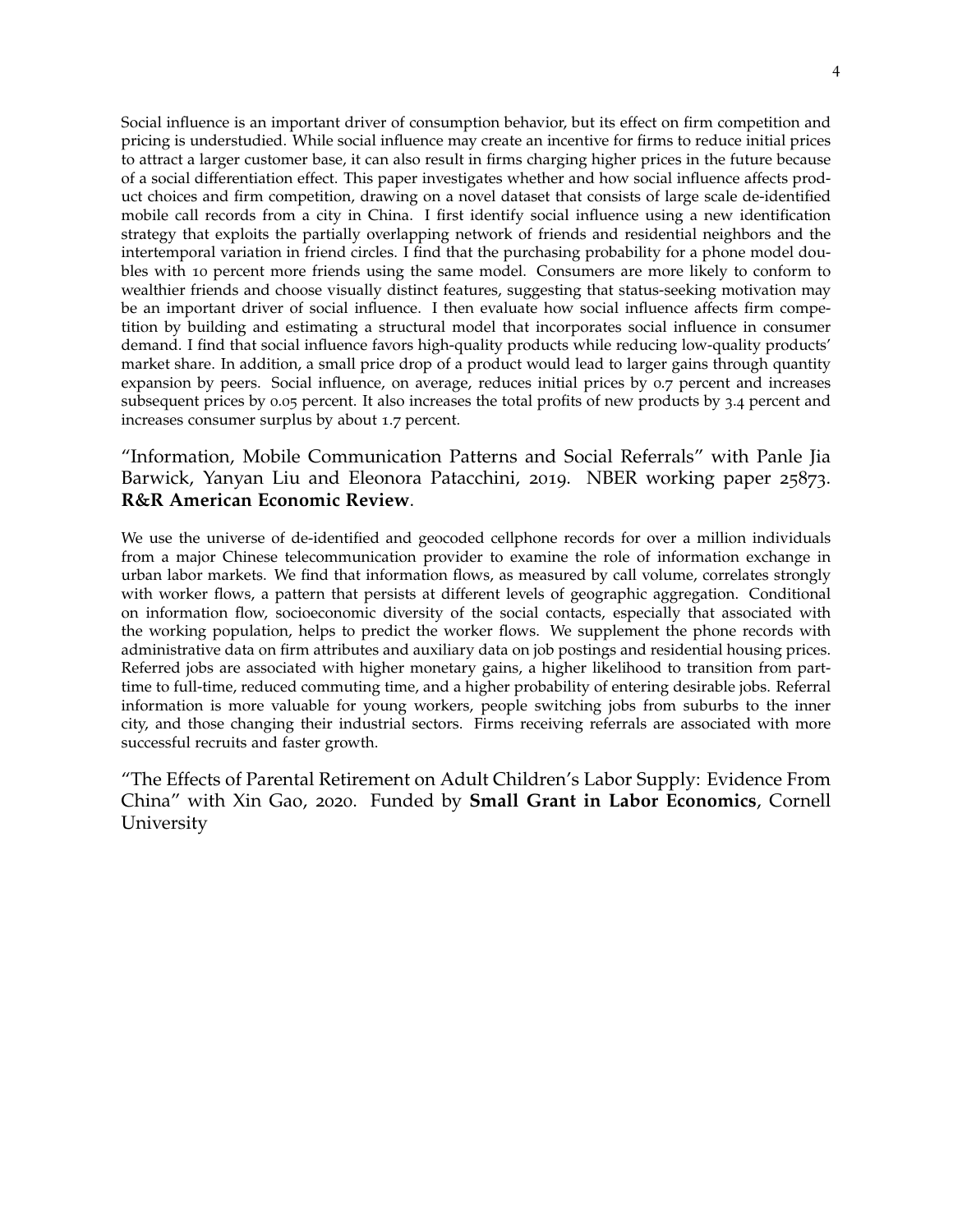Social influence is an important driver of consumption behavior, but its effect on firm competition and pricing is understudied. While social influence may create an incentive for firms to reduce initial prices to attract a larger customer base, it can also result in firms charging higher prices in the future because of a social differentiation effect. This paper investigates whether and how social influence affects product choices and firm competition, drawing on a novel dataset that consists of large scale de-identified mobile call records from a city in China. I first identify social influence using a new identification strategy that exploits the partially overlapping network of friends and residential neighbors and the intertemporal variation in friend circles. I find that the purchasing probability for a phone model doubles with 10 percent more friends using the same model. Consumers are more likely to conform to wealthier friends and choose visually distinct features, suggesting that status-seeking motivation may be an important driver of social influence. I then evaluate how social influence affects firm competition by building and estimating a structural model that incorporates social influence in consumer demand. I find that social influence favors high-quality products while reducing low-quality products' market share. In addition, a small price drop of a product would lead to larger gains through quantity expansion by peers. Social influence, on average, reduces initial prices by 0.7 percent and increases subsequent prices by 0.05 percent. It also increases the total profits of new products by 3.4 percent and increases consumer surplus by about 1.7 percent.

"Information, Mobile Communication Patterns and Social Referrals" with Panle Jia Barwick, Yanyan Liu and Eleonora Patacchini, 2019. NBER working paper 25873. **R&R American Economic Review**.

We use the universe of de-identified and geocoded cellphone records for over a million individuals from a major Chinese telecommunication provider to examine the role of information exchange in urban labor markets. We find that information flows, as measured by call volume, correlates strongly with worker flows, a pattern that persists at different levels of geographic aggregation. Conditional on information flow, socioeconomic diversity of the social contacts, especially that associated with the working population, helps to predict the worker flows. We supplement the phone records with administrative data on firm attributes and auxiliary data on job postings and residential housing prices. Referred jobs are associated with higher monetary gains, a higher likelihood to transition from part-time to full-time, reduced commuting time, and a higher probability of entering desirable jobs. Referral information is more valuable for young workers, people switching jobs from suburbs to the inner city, and those changing their industrial sectors. Firms receiving referrals are associated with more successful recruits and faster growth.

"The Effects of Parental Retirement on Adult Children's Labor Supply: Evidence From China" with Xin Gao, 2020. Funded by **Small Grant in Labor Economics**, Cornell University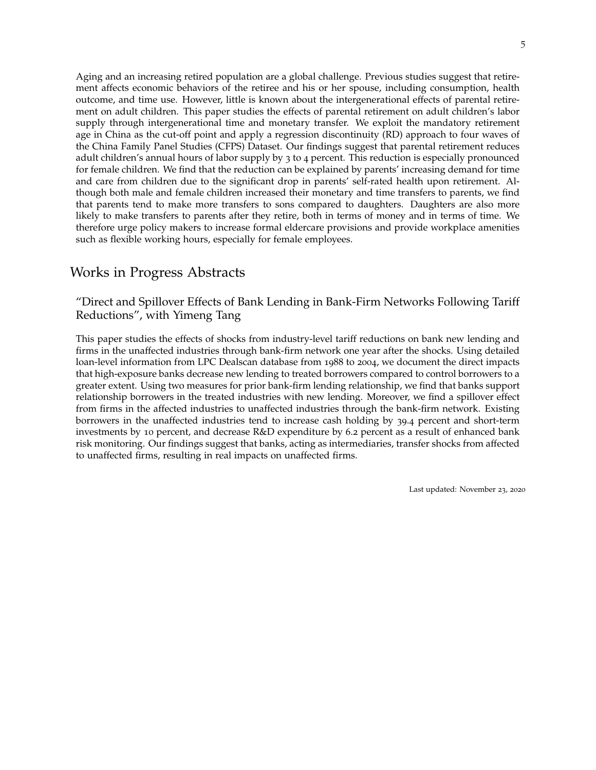Aging and an increasing retired population are a global challenge. Previous studies suggest that retirement affects economic behaviors of the retiree and his or her spouse, including consumption, health outcome, and time use. However, little is known about the intergenerational effects of parental retirement on adult children. This paper studies the effects of parental retirement on adult children's labor supply through intergenerational time and monetary transfer. We exploit the mandatory retirement age in China as the cut-off point and apply a regression discontinuity (RD) approach to four waves of the China Family Panel Studies (CFPS) Dataset. Our findings suggest that parental retirement reduces adult children's annual hours of labor supply by 3 to 4 percent. This reduction is especially pronounced for female children. We find that the reduction can be explained by parents' increasing demand for time and care from children due to the significant drop in parents' self-rated health upon retirement. Although both male and female children increased their monetary and time transfers to parents, we find that parents tend to make more transfers to sons compared to daughters. Daughters are also more likely to make transfers to parents after they retire, both in terms of money and in terms of time. We therefore urge policy makers to increase formal eldercare provisions and provide workplace amenities such as flexible working hours, especially for female employees.

## Works in Progress Abstracts

### "Direct and Spillover Effects of Bank Lending in Bank-Firm Networks Following Tariff Reductions", with Yimeng Tang

This paper studies the effects of shocks from industry-level tariff reductions on bank new lending and firms in the unaffected industries through bank-firm network one year after the shocks. Using detailed loan-level information from LPC Dealscan database from 1988 to 2004, we document the direct impacts that high-exposure banks decrease new lending to treated borrowers compared to control borrowers to a greater extent. Using two measures for prior bank-firm lending relationship, we find that banks support relationship borrowers in the treated industries with new lending. Moreover, we find a spillover effect from firms in the affected industries to unaffected industries through the bank-firm network. Existing borrowers in the unaffected industries tend to increase cash holding by 39.4 percent and short-term investments by 10 percent, and decrease R&D expenditure by 6.2 percent as a result of enhanced bank risk monitoring. Our findings suggest that banks, acting as intermediaries, transfer shocks from affected to unaffected firms, resulting in real impacts on unaffected firms.

Last updated: November 23, 2020